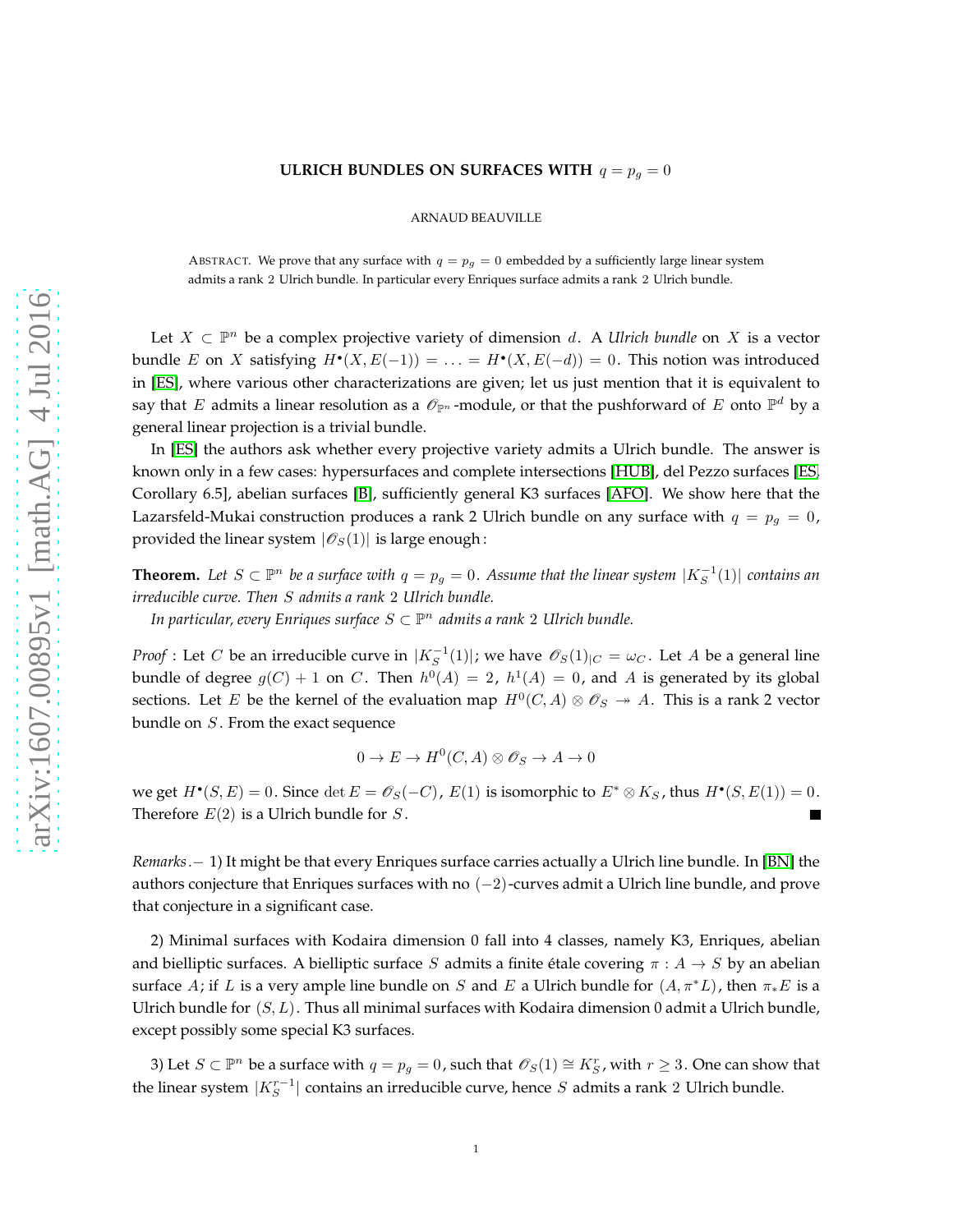# ULRICH BUNDLES ON SURFACES WITH $q = p_g = 0$

ARNAUD BEAUVILLE

ABSTRACT. We prove that any surface with $q = p_g = 0$ embedded by a sufficiently large linear system admits a rank 2 Ulrich bundle. In particular every Enriques surface admits a rank 2 Ulrich bundle.

Let $X \subset \mathbb{P}^n$ be a complex projective variety of dimension $d$. A *Ulrich bundle* on $X$ is a vector bundle $E$ on $X$ satisfying $H^\bullet(X, E(-1)) = \ldots = H^\bullet(X, E(-d)) = 0$. This notion was introduced in [ES], where various other characterizations are given; let us just mention that it is equivalent to say that $E$ admits a linear resolution as a $\mathscr{O}_{\mathbb{P}^n}$-module, or that the pushforward of $E$ onto $\mathbb{P}^d$ by a general linear projection is a trivial bundle.

In [ES] the authors ask whether every projective variety admits a Ulrich bundle. The answer is known only in a few cases: hypersurfaces and complete intersections [HUB], del Pezzo surfaces [ES, Corollary 6.5], abelian surfaces [B], sufficiently general K3 surfaces [AFO]. We show here that the Lazarsfeld-Mukai construction produces a rank 2 Ulrich bundle on any surface with $q = p_g = 0$, provided the linear system $|\mathscr{O}_S(1)|$ is large enough:

**Theorem.** *Let $S \subset \mathbb{P}^n$ be a surface with $q = p_g = 0$. Assume that the linear system $|K_S^{-1}(1)|$ contains an irreducible curve. Then $S$ admits a rank 2 Ulrich bundle.*

*In particular, every Enriques surface $S \subset \mathbb{P}^n$ admits a rank 2 Ulrich bundle.*

*Proof* : Let $C$ be an irreducible curve in $|K_S^{-1}(1)|$; we have $\mathscr{O}_S(1)_{|C} = \omega_C$. Let $A$ be a general line bundle of degree $g(C) + 1$ on $C$. Then $h^0(A) = 2$, $h^1(A) = 0$, and $A$ is generated by its global sections. Let $E$ be the kernel of the evaluation map $H^0(C, A) \otimes \mathscr{O}_S \twoheadrightarrow A$. This is a rank 2 vector bundle on $S$. From the exact sequence

$$0 \to E \to H^0(C, A) \otimes \mathscr{O}_S \to A \to 0$$

we get $H^\bullet(S, E) = 0$. Since $\det E = \mathscr{O}_S(-C)$, $E(1)$ is isomorphic to $E^* \otimes K_S$, thus $H^\bullet(S, E(1)) = 0$. Therefore $E(2)$ is a Ulrich bundle for $S$. ∎

*Remarks.*− 1) It might be that every Enriques surface carries actually a Ulrich line bundle. In [BN] the authors conjecture that Enriques surfaces with no $(-2)$-curves admit a Ulrich line bundle, and prove that conjecture in a significant case.

2) Minimal surfaces with Kodaira dimension 0 fall into 4 classes, namely K3, Enriques, abelian and bielliptic surfaces. A bielliptic surface $S$ admits a finite étale covering $\pi : A \to S$ by an abelian surface $A$; if $L$ is a very ample line bundle on $S$ and $E$ a Ulrich bundle for $(A, \pi^*L)$, then $\pi_*E$ is a Ulrich bundle for $(S, L)$. Thus all minimal surfaces with Kodaira dimension 0 admit a Ulrich bundle, except possibly some special K3 surfaces.

3) Let $S \subset \mathbb{P}^n$ be a surface with $q = p_g = 0$, such that $\mathscr{O}_S(1) \cong K_S^r$, with $r \geq 3$. One can show that the linear system $|K_S^{r-1}|$ contains an irreducible curve, hence $S$ admits a rank 2 Ulrich bundle.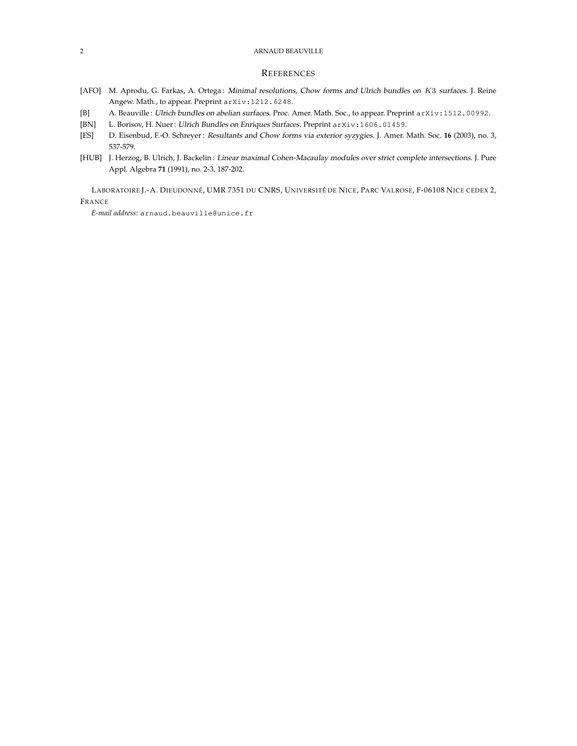## References

- [AFO] M. Aprodu, G. Farkas, A. Ortega : *Minimal resolutions, Chow forms and Ulrich bundles on $K3$ surfaces*. J. Reine Angew. Math., to appear. Preprint `arXiv:1212.6248`.
- [B] A. Beauville : *Ulrich bundles on abelian surfaces*. Proc. Amer. Math. Soc., to appear. Preprint `arXiv:1512.00992`.
- [BN] L. Borisov, H. Nuer : *Ulrich Bundles on Enriques Surfaces*. Preprint `arXiv:1606.01459`.
- [ES] D. Eisenbud, F.-O. Schreyer : *Resultants and Chow forms via exterior syzygies*. J. Amer. Math. Soc. **16** (2003), no. 3, 537-579.
- [HUB] J. Herzog, B. Ulrich, J. Backelin : *Linear maximal Cohen-Macaulay modules over strict complete intersections*. J. Pure Appl. Algebra **71** (1991), no. 2-3, 187-202.

Laboratoire J.-A. Dieudonné, UMR 7351 du CNRS, Université de Nice, Parc Valrose, F-06108 Nice cedex 2, France

*E-mail address*: `arnaud.beauville@unice.fr`